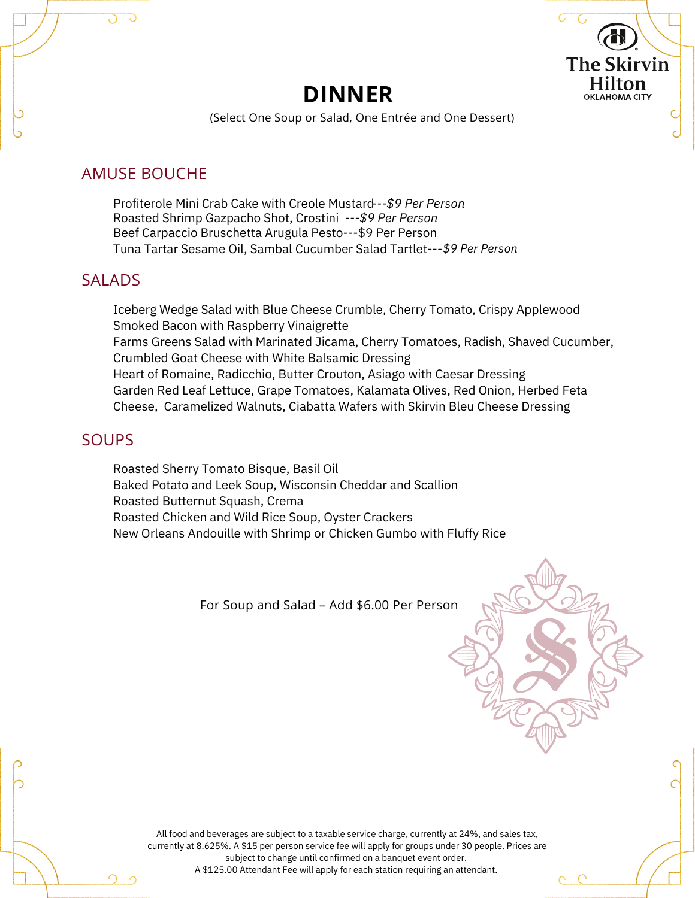# DINNER

(Select One Soup or Salad, One Entrée and One Dessert)

## AMUSE BOUCHE

Profiterole Mini Crab Cake with Creole Mustard---*$9 Per Person*
Roasted Shrimp Gazpacho Shot, Crostini ---*$9 Per Person*
Beef Carpaccio Bruschetta Arugula Pesto---$9 Per Person
Tuna Tartar Sesame Oil, Sambal Cucumber Salad Tartlet---*$9 Per Person*

## SALADS

Iceberg Wedge Salad with Blue Cheese Crumble, Cherry Tomato, Crispy Applewood Smoked Bacon with Raspberry Vinaigrette
Farms Greens Salad with Marinated Jicama, Cherry Tomatoes, Radish, Shaved Cucumber, Crumbled Goat Cheese with White Balsamic Dressing
Heart of Romaine, Radicchio, Butter Crouton, Asiago with Caesar Dressing
Garden Red Leaf Lettuce, Grape Tomatoes, Kalamata Olives, Red Onion, Herbed Feta Cheese, Caramelized Walnuts, Ciabatta Wafers with Skirvin Bleu Cheese Dressing

## SOUPS

Roasted Sherry Tomato Bisque, Basil Oil
Baked Potato and Leek Soup, Wisconsin Cheddar and Scallion
Roasted Butternut Squash, Crema
Roasted Chicken and Wild Rice Soup, Oyster Crackers
New Orleans Andouille with Shrimp or Chicken Gumbo with Fluffy Rice

For Soup and Salad – Add $6.00 Per Person

All food and beverages are subject to a taxable service charge, currently at 24%, and sales tax, currently at 8.625%. A $15 per person service fee will apply for groups under 30 people. Prices are subject to change until confirmed on a banquet event order.
A $125.00 Attendant Fee will apply for each station requiring an attendant.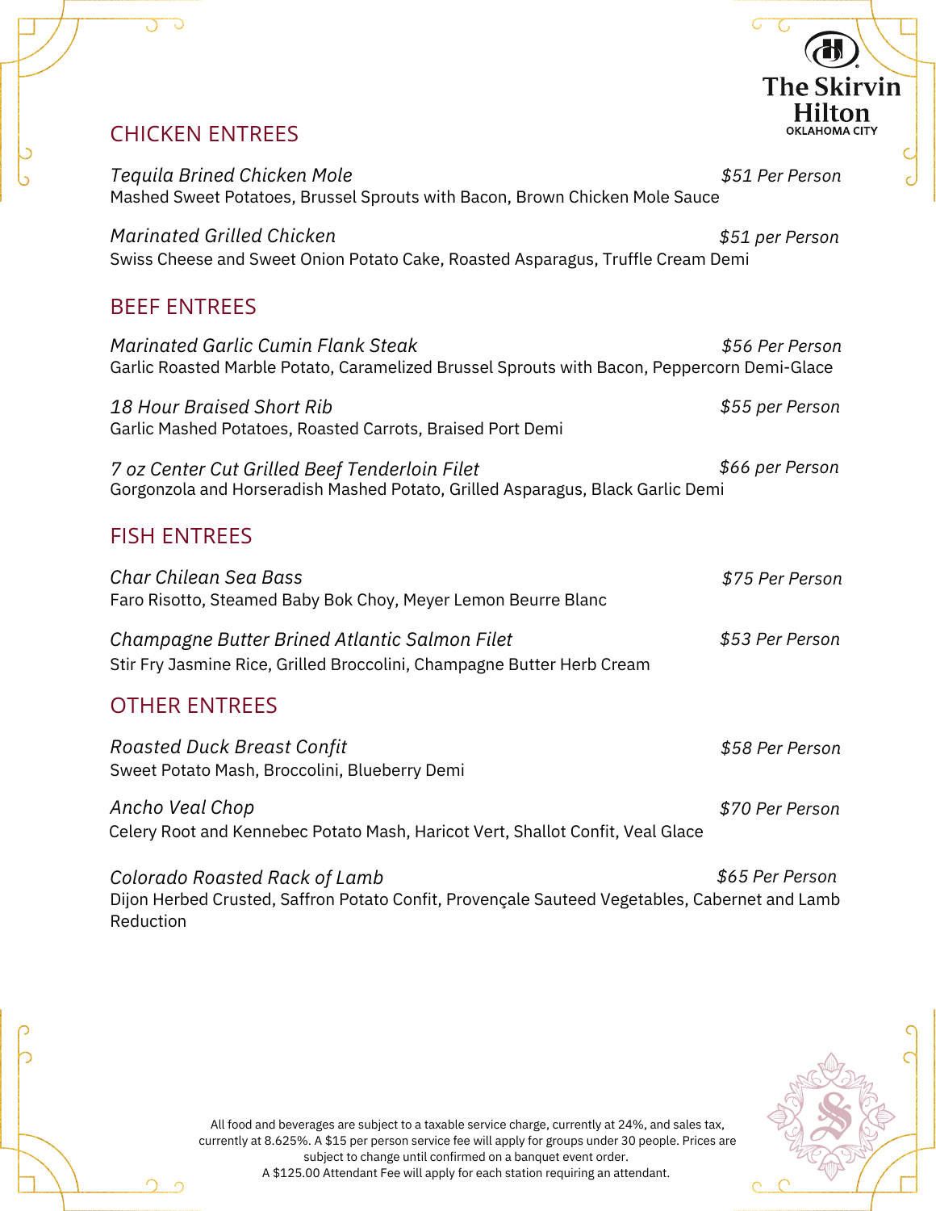## CHICKEN ENTREES

*Tequila Brined Chicken Mole* — *$51 Per Person*
Mashed Sweet Potatoes, Brussel Sprouts with Bacon, Brown Chicken Mole Sauce

*Marinated Grilled Chicken* — *$51 per Person*
Swiss Cheese and Sweet Onion Potato Cake, Roasted Asparagus, Truffle Cream Demi

## BEEF ENTREES

*Marinated Garlic Cumin Flank Steak* — *$56 Per Person*
Garlic Roasted Marble Potato, Caramelized Brussel Sprouts with Bacon, Peppercorn Demi-Glace

*18 Hour Braised Short Rib* — *$55 per Person*
Garlic Mashed Potatoes, Roasted Carrots, Braised Port Demi

*7 oz Center Cut Grilled Beef Tenderloin Filet* — *$66 per Person*
Gorgonzola and Horseradish Mashed Potato, Grilled Asparagus, Black Garlic Demi

## FISH ENTREES

*Char Chilean Sea Bass* — *$75 Per Person*
Faro Risotto, Steamed Baby Bok Choy, Meyer Lemon Beurre Blanc

*Champagne Butter Brined Atlantic Salmon Filet* — *$53 Per Person*
Stir Fry Jasmine Rice, Grilled Broccolini, Champagne Butter Herb Cream

## OTHER ENTREES

*Roasted Duck Breast Confit* — *$58 Per Person*
Sweet Potato Mash, Broccolini, Blueberry Demi

*Ancho Veal Chop* — *$70 Per Person*
Celery Root and Kennebec Potato Mash, Haricot Vert, Shallot Confit, Veal Glace

*Colorado Roasted Rack of Lamb* — *$65 Per Person*
Dijon Herbed Crusted, Saffron Potato Confit, Provençale Sauteed Vegetables, Cabernet and Lamb Reduction

All food and beverages are subject to a taxable service charge, currently at 24%, and sales tax, currently at 8.625%. A $15 per person service fee will apply for groups under 30 people. Prices are subject to change until confirmed on a banquet event order.
A $125.00 Attendant Fee will apply for each station requiring an attendant.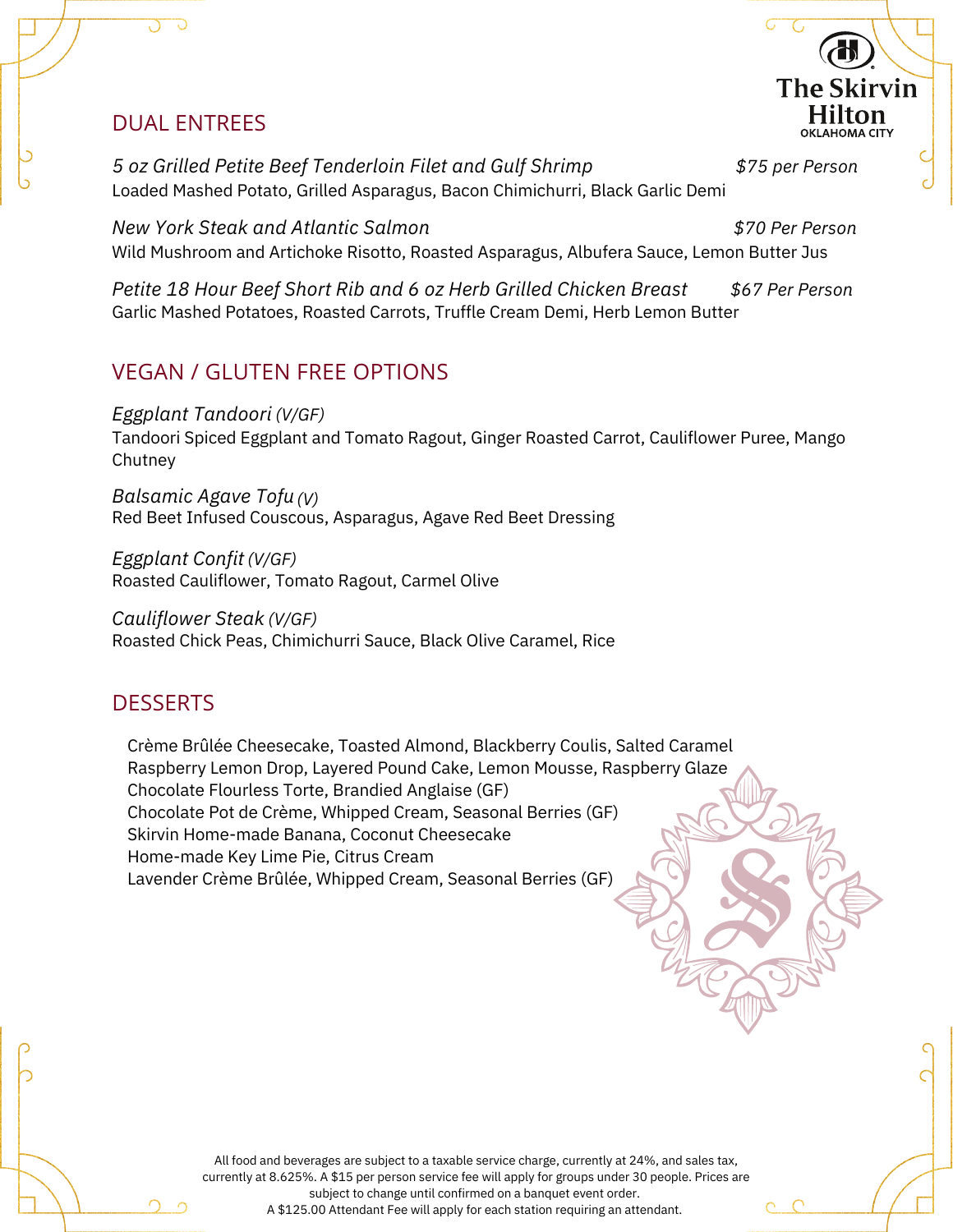The Skirvin Hilton
OKLAHOMA CITY

## DUAL ENTREES

*5 oz Grilled Petite Beef Tenderloin Filet and Gulf Shrimp* — *$75 per Person*
Loaded Mashed Potato, Grilled Asparagus, Bacon Chimichurri, Black Garlic Demi

*New York Steak and Atlantic Salmon* — *$70 Per Person*
Wild Mushroom and Artichoke Risotto, Roasted Asparagus, Albufera Sauce, Lemon Butter Jus

*Petite 18 Hour Beef Short Rib and 6 oz Herb Grilled Chicken Breast* — *$67 Per Person*
Garlic Mashed Potatoes, Roasted Carrots, Truffle Cream Demi, Herb Lemon Butter

## VEGAN / GLUTEN FREE OPTIONS

*Eggplant Tandoori (V/GF)*
Tandoori Spiced Eggplant and Tomato Ragout, Ginger Roasted Carrot, Cauliflower Puree, Mango Chutney

*Balsamic Agave Tofu (V)*
Red Beet Infused Couscous, Asparagus, Agave Red Beet Dressing

*Eggplant Confit (V/GF)*
Roasted Cauliflower, Tomato Ragout, Carmel Olive

*Cauliflower Steak (V/GF)*
Roasted Chick Peas, Chimichurri Sauce, Black Olive Caramel, Rice

## DESSERTS

Crème Brûlée Cheesecake, Toasted Almond, Blackberry Coulis, Salted Caramel
Raspberry Lemon Drop, Layered Pound Cake, Lemon Mousse, Raspberry Glaze
Chocolate Flourless Torte, Brandied Anglaise (GF)
Chocolate Pot de Crème, Whipped Cream, Seasonal Berries (GF)
Skirvin Home-made Banana, Coconut Cheesecake
Home-made Key Lime Pie, Citrus Cream
Lavender Crème Brûlée, Whipped Cream, Seasonal Berries (GF)

All food and beverages are subject to a taxable service charge, currently at 24%, and sales tax, currently at 8.625%. A $15 per person service fee will apply for groups under 30 people. Prices are subject to change until confirmed on a banquet event order.
A $125.00 Attendant Fee will apply for each station requiring an attendant.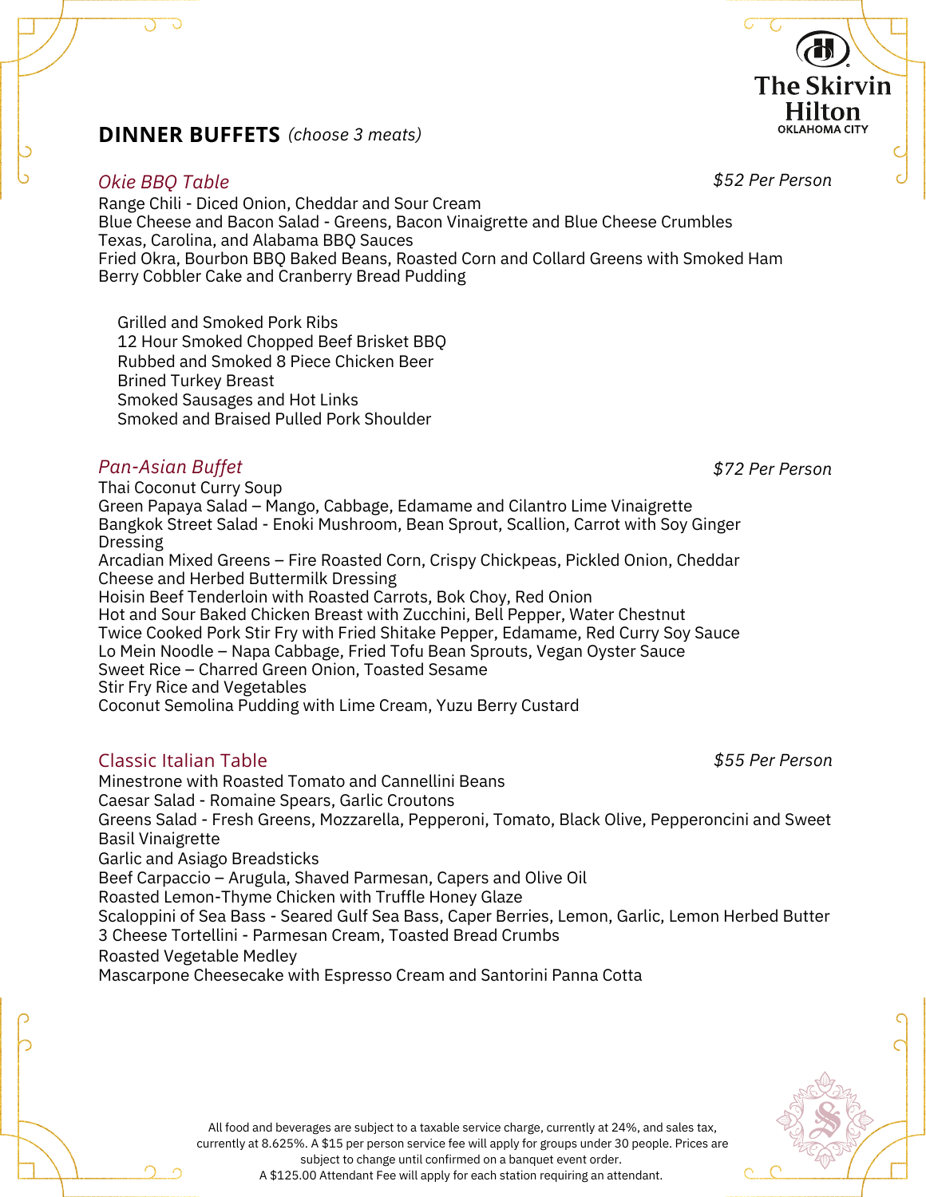# The Skirvin Hilton
OKLAHOMA CITY

## DINNER BUFFETS *(choose 3 meats)*

### *Okie BBQ Table* — *$52 Per Person*

Range Chili - Diced Onion, Cheddar and Sour Cream
Blue Cheese and Bacon Salad - Greens, Bacon Vinaigrette and Blue Cheese Crumbles
Texas, Carolina, and Alabama BBQ Sauces
Fried Okra, Bourbon BBQ Baked Beans, Roasted Corn and Collard Greens with Smoked Ham
Berry Cobbler Cake and Cranberry Bread Pudding

- Grilled and Smoked Pork Ribs
- 12 Hour Smoked Chopped Beef Brisket BBQ
- Rubbed and Smoked 8 Piece Chicken Beer
- Brined Turkey Breast
- Smoked Sausages and Hot Links
- Smoked and Braised Pulled Pork Shoulder

### *Pan-Asian Buffet* — *$72 Per Person*

Thai Coconut Curry Soup
Green Papaya Salad – Mango, Cabbage, Edamame and Cilantro Lime Vinaigrette
Bangkok Street Salad - Enoki Mushroom, Bean Sprout, Scallion, Carrot with Soy Ginger Dressing
Arcadian Mixed Greens – Fire Roasted Corn, Crispy Chickpeas, Pickled Onion, Cheddar Cheese and Herbed Buttermilk Dressing
Hoisin Beef Tenderloin with Roasted Carrots, Bok Choy, Red Onion
Hot and Sour Baked Chicken Breast with Zucchini, Bell Pepper, Water Chestnut
Twice Cooked Pork Stir Fry with Fried Shitake Pepper, Edamame, Red Curry Soy Sauce
Lo Mein Noodle – Napa Cabbage, Fried Tofu Bean Sprouts, Vegan Oyster Sauce
Sweet Rice – Charred Green Onion, Toasted Sesame
Stir Fry Rice and Vegetables
Coconut Semolina Pudding with Lime Cream, Yuzu Berry Custard

### Classic Italian Table — *$55 Per Person*

Minestrone with Roasted Tomato and Cannellini Beans
Caesar Salad - Romaine Spears, Garlic Croutons
Greens Salad - Fresh Greens, Mozzarella, Pepperoni, Tomato, Black Olive, Pepperoncini and Sweet Basil Vinaigrette
Garlic and Asiago Breadsticks
Beef Carpaccio – Arugula, Shaved Parmesan, Capers and Olive Oil
Roasted Lemon-Thyme Chicken with Truffle Honey Glaze
Scaloppini of Sea Bass - Seared Gulf Sea Bass, Caper Berries, Lemon, Garlic, Lemon Herbed Butter
3 Cheese Tortellini - Parmesan Cream, Toasted Bread Crumbs
Roasted Vegetable Medley
Mascarpone Cheesecake with Espresso Cream and Santorini Panna Cotta

All food and beverages are subject to a taxable service charge, currently at 24%, and sales tax, currently at 8.625%. A $15 per person service fee will apply for groups under 30 people. Prices are subject to change until confirmed on a banquet event order.
A $125.00 Attendant Fee will apply for each station requiring an attendant.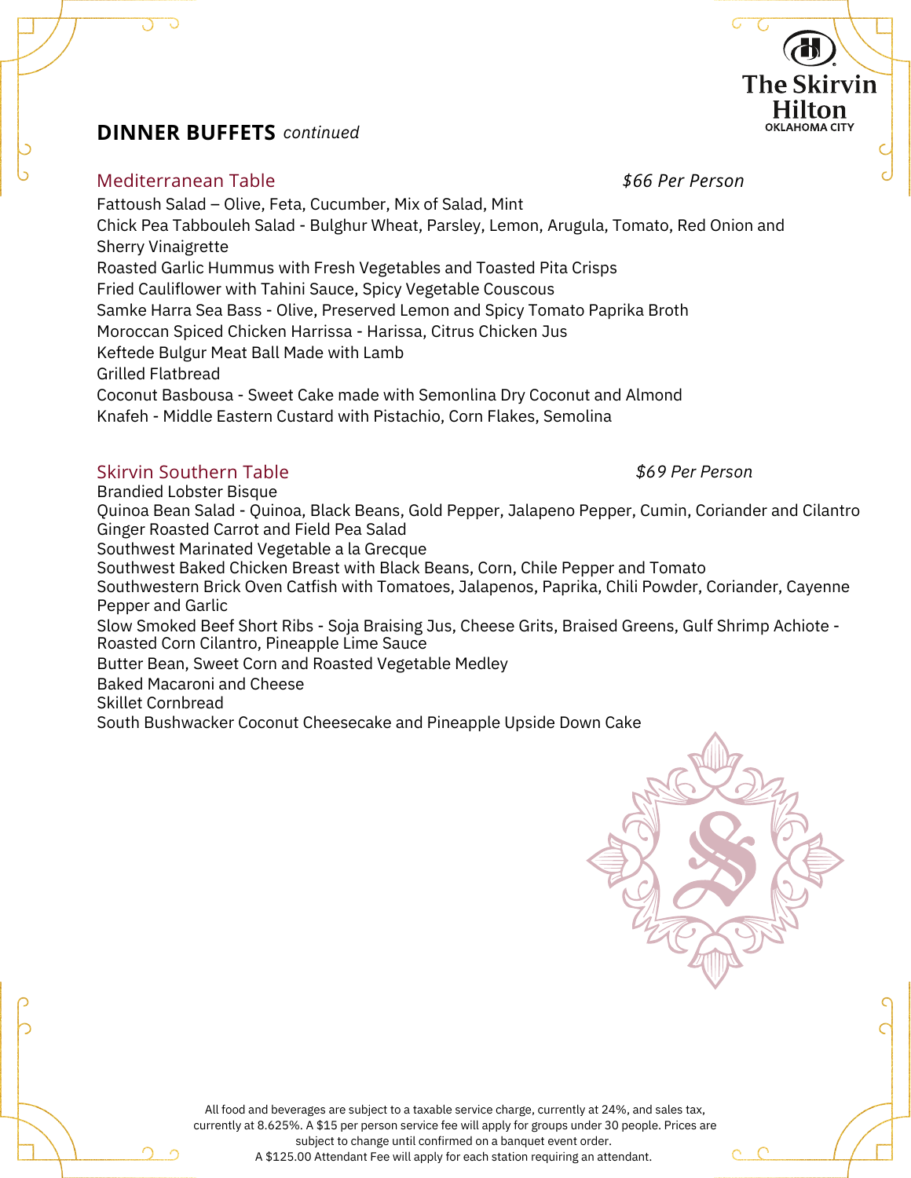## DINNER BUFFETS *continued*

### Mediterranean Table

*$66 Per Person*

Fattoush Salad – Olive, Feta, Cucumber, Mix of Salad, Mint
Chick Pea Tabbouleh Salad - Bulghur Wheat, Parsley, Lemon, Arugula, Tomato, Red Onion and Sherry Vinaigrette
Roasted Garlic Hummus with Fresh Vegetables and Toasted Pita Crisps
Fried Cauliflower with Tahini Sauce, Spicy Vegetable Couscous
Samke Harra Sea Bass - Olive, Preserved Lemon and Spicy Tomato Paprika Broth
Moroccan Spiced Chicken Harrissa - Harissa, Citrus Chicken Jus
Keftede Bulgur Meat Ball Made with Lamb
Grilled Flatbread
Coconut Basbousa - Sweet Cake made with Semonlina Dry Coconut and Almond
Knafeh - Middle Eastern Custard with Pistachio, Corn Flakes, Semolina

### Skirvin Southern Table

*$69 Per Person*

Brandied Lobster Bisque
Quinoa Bean Salad - Quinoa, Black Beans, Gold Pepper, Jalapeno Pepper, Cumin, Coriander and Cilantro
Ginger Roasted Carrot and Field Pea Salad
Southwest Marinated Vegetable a la Grecque
Southwest Baked Chicken Breast with Black Beans, Corn, Chile Pepper and Tomato
Southwestern Brick Oven Catfish with Tomatoes, Jalapenos, Paprika, Chili Powder, Coriander, Cayenne Pepper and Garlic
Slow Smoked Beef Short Ribs - Soja Braising Jus, Cheese Grits, Braised Greens, Gulf Shrimp Achiote - Roasted Corn Cilantro, Pineapple Lime Sauce
Butter Bean, Sweet Corn and Roasted Vegetable Medley
Baked Macaroni and Cheese
Skillet Cornbread
South Bushwacker Coconut Cheesecake and Pineapple Upside Down Cake

All food and beverages are subject to a taxable service charge, currently at 24%, and sales tax, currently at 8.625%. A $15 per person service fee will apply for groups under 30 people. Prices are subject to change until confirmed on a banquet event order.
A $125.00 Attendant Fee will apply for each station requiring an attendant.